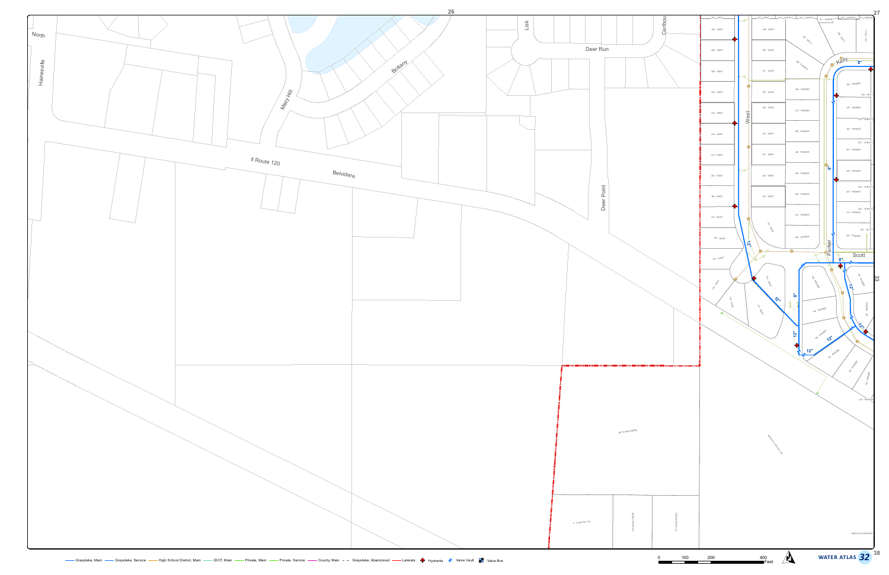North

Hainesville

Mety Hill

Brittany

Lisk

Caribou

Deer Run

Il Route 120

Belvidere

Deer Point

West

Kelly

Parker

Scott

12"

8"

Grayslake, Main — Grayslake, Service — High School District, Main — IDOT, Main — Private, Main — Private, Service — County, Main — Grayslake, Abandoned — Laterals — Hydrants — Valve Vault — Valve Box

0 100 200 400 Feet

WATER ATLAS 32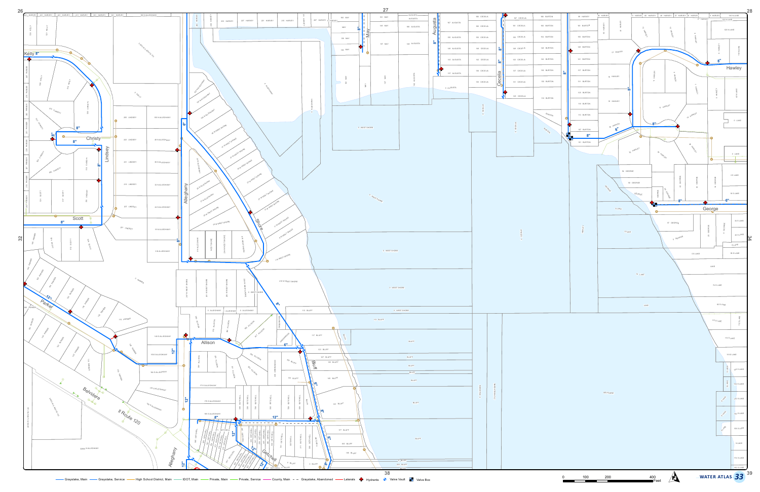# WATER ATLAS 33

Kelly 8" | Christy | Lindsey | Scott | Parker | Belvidere | Il Route 120 | Alleghany | Shore | Allison | Bluff | Getchell | May | Augusta | Cecelia | Hawley | George

Grayslake, Main — Grayslake, Service — High School District, Main — IDOT, Main — Private, Main — Private, Service — County, Main — Grayslake, Abandoned — Laterals — Hydrants — Valve Vault — Valve Box

0 100 200 400 Feet